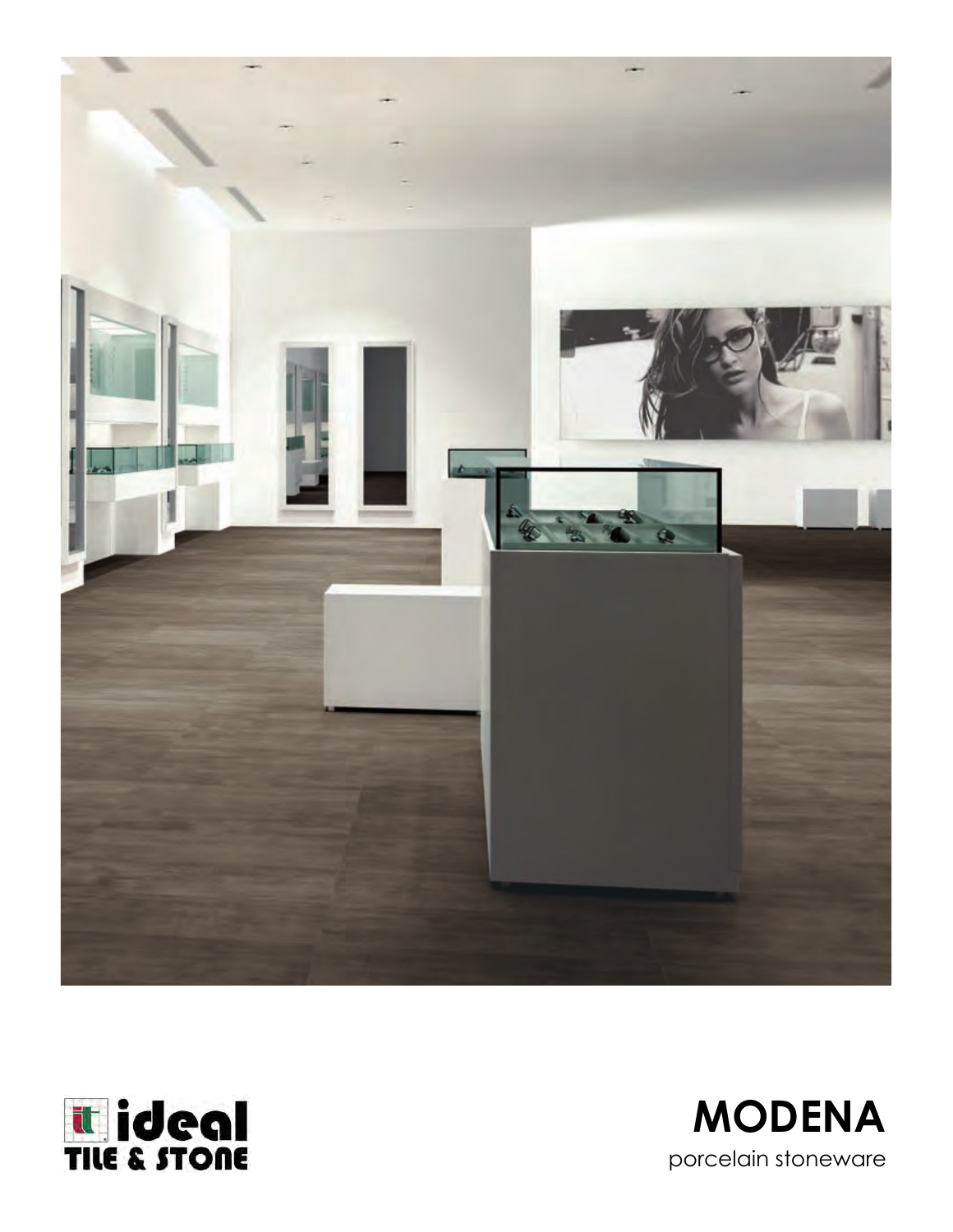ideal TILE & STONE

# MODENA

porcelain stoneware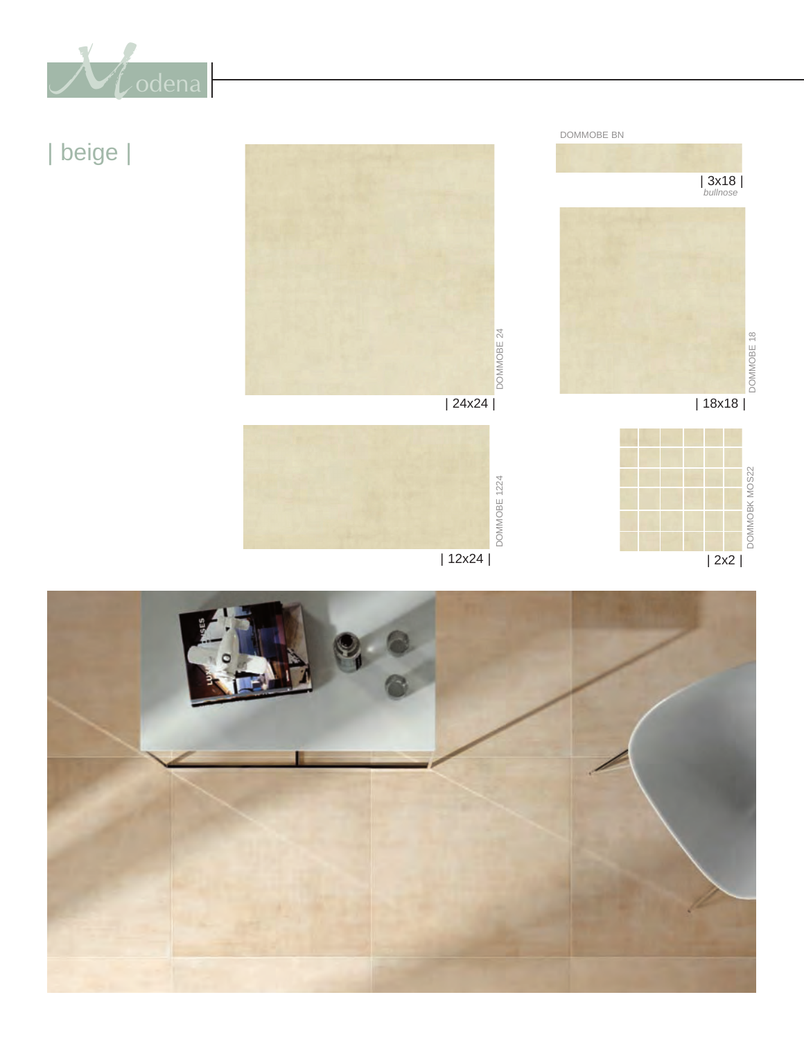# Modena

## | beige |

DOMMOBE BN

| 3x18 |
*bullnose*

DOMMOBE 24

| 24x24 |

DOMMOBE 18

| 18x18 |

DOMMOBE 1224

| 12x24 |

DOMMOBK MOS22

| 2x2 |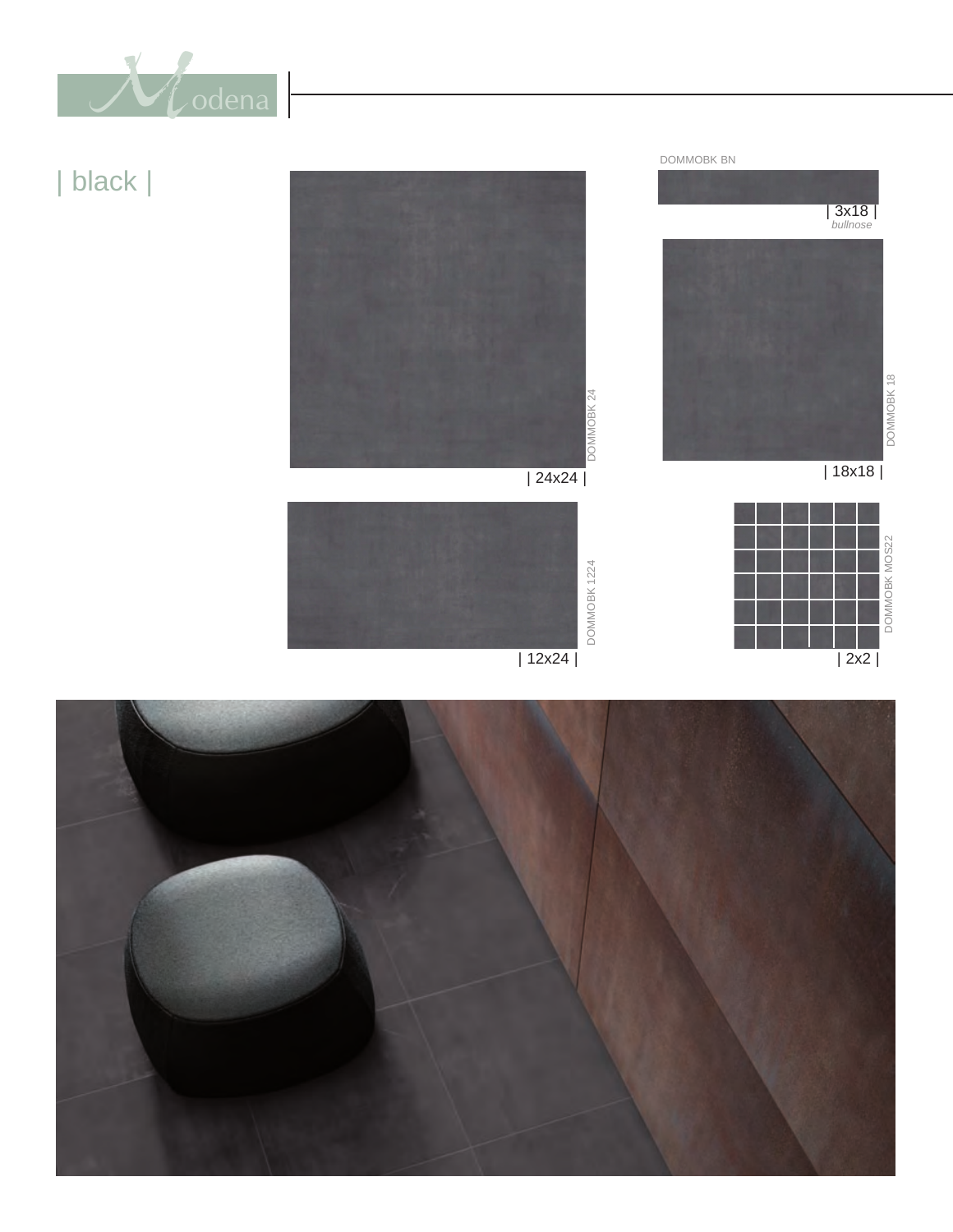# | black |

DOMMOBK BN

| 3x18 |
*bullnose*

DOMMOBK 24

| 24x24 |

DOMMOBK 18

| 18x18 |

DOMMOBK 1224

| 12x24 |

DOMMOBK MOS22

| 2x2 |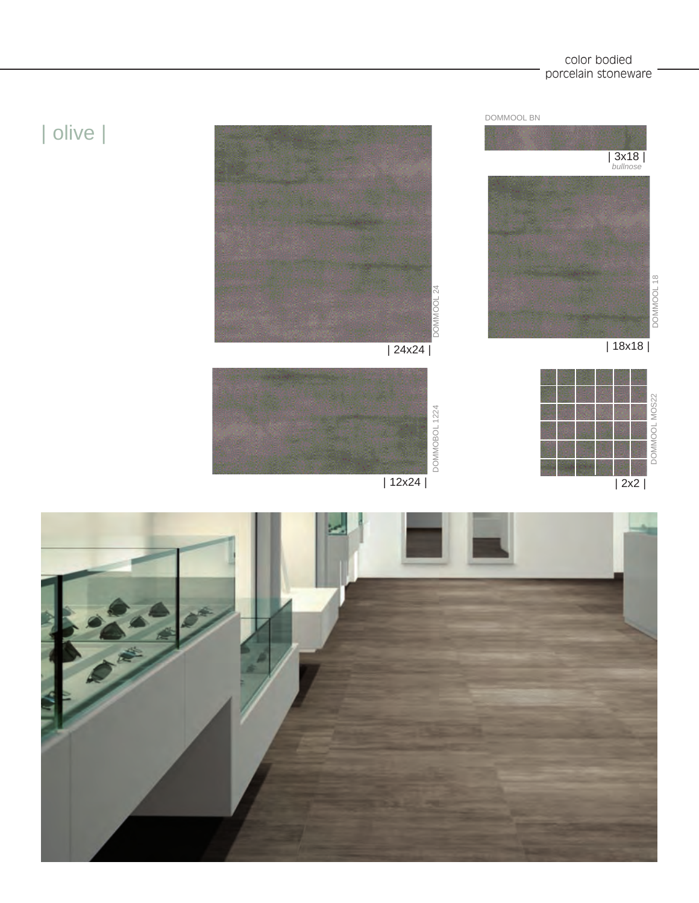color bodied
porcelain stoneware

# | olive |

DOMMOOL 24
| 24x24 |

DOMMOOL BN
| 3x18 |
*bullnose*

DOMMOOL 18
| 18x18 |

DOMMOBOL 1224
| 12x24 |

DOMMOOL MOS22
| 2x2 |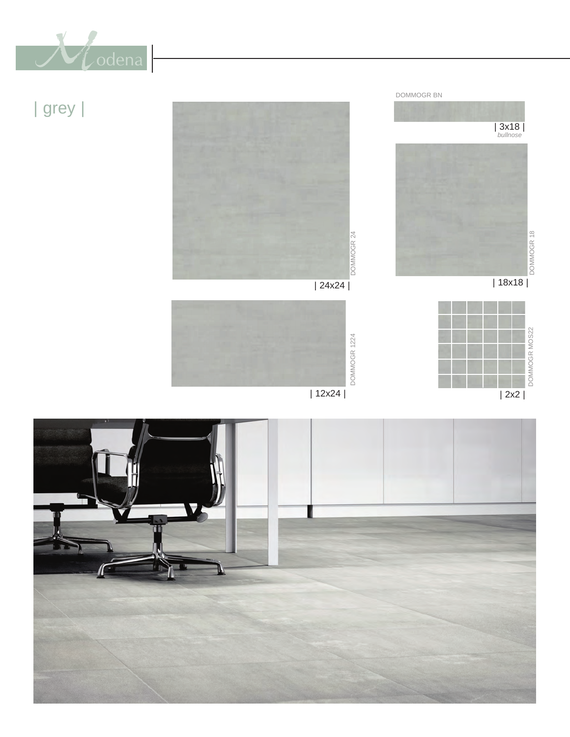# Modena

## | grey |

DOMMOGR BN

| 3x18 |
*bullnose*

DOMMOGR 24

| 24x24 |

DOMMOGR 18

| 18x18 |

DOMMOGR 1224

| 12x24 |

DOMMOGR MOS22

| 2x2 |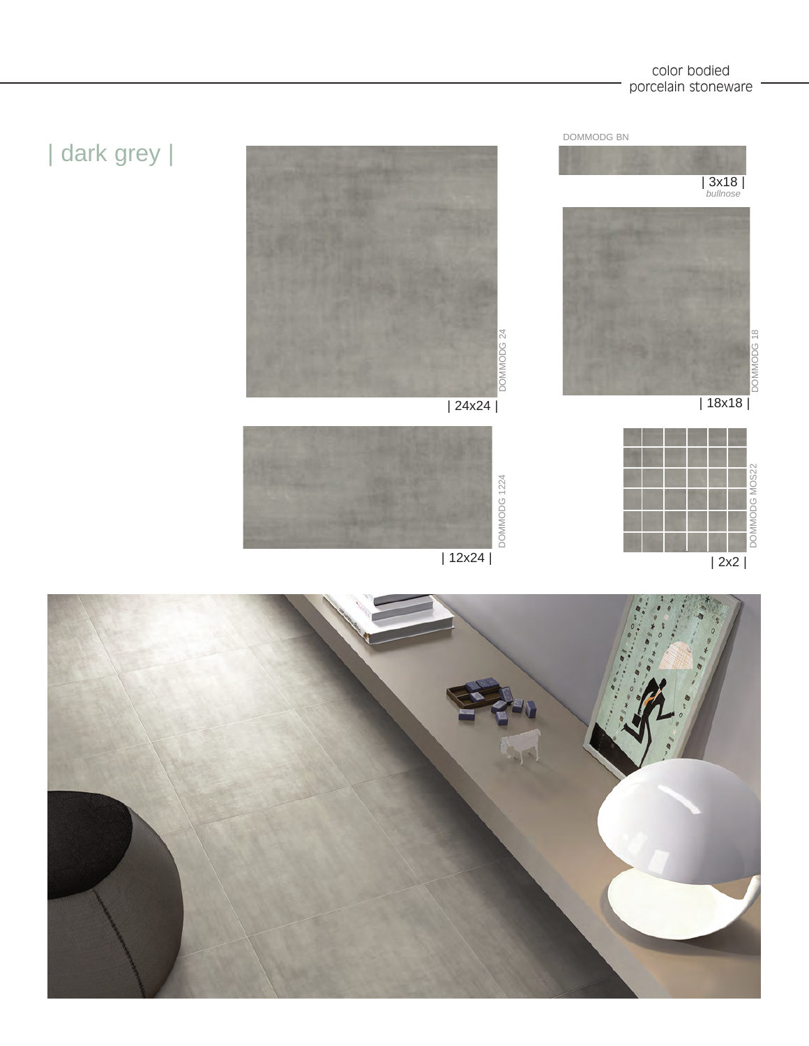# | dark grey |

DOMMODG BN

| 3x18 |
*bullnose*

DOMMODG 24

| 24x24 |

DOMMODG 18

| 18x18 |

DOMMODG 1224

| 12x24 |

DOMMODG MOS22

| 2x2 |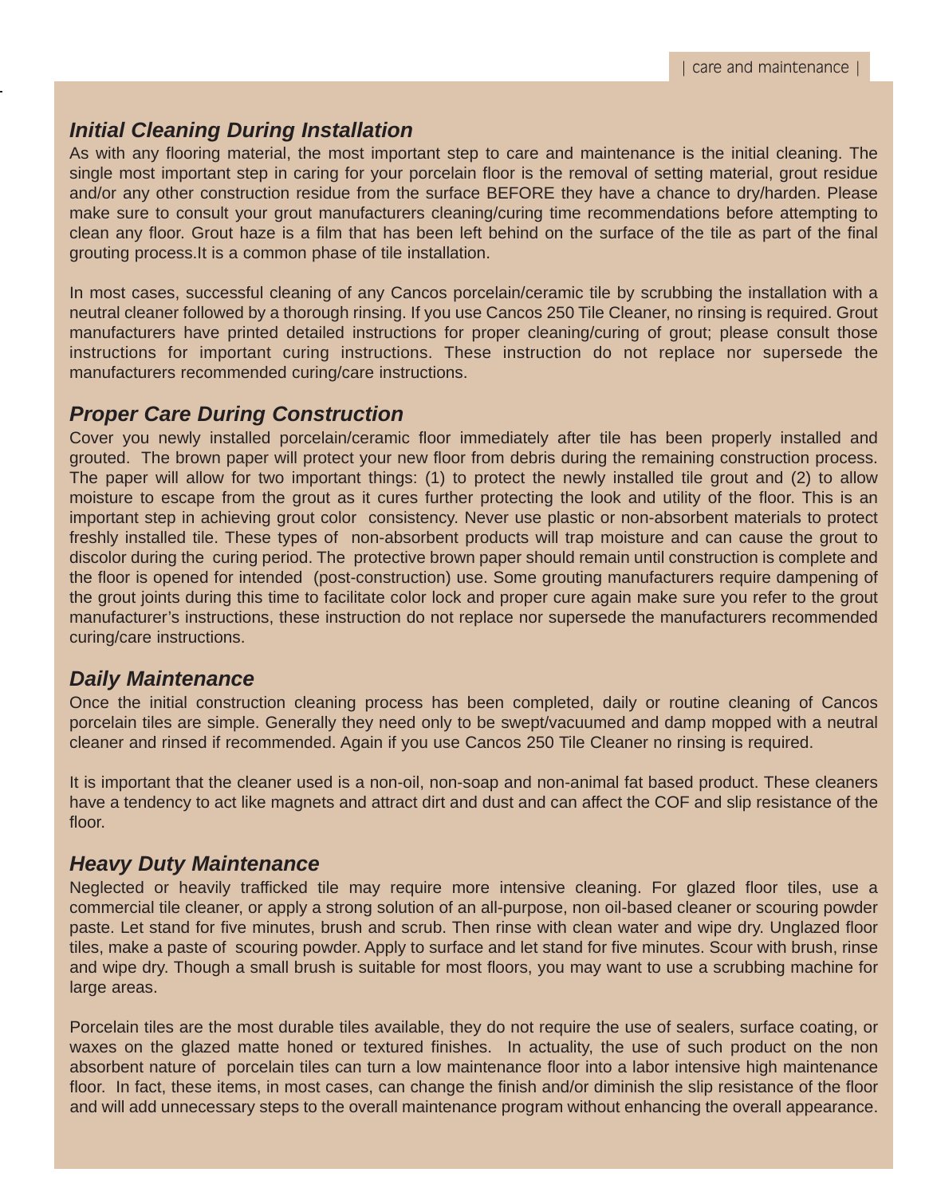## *Initial Cleaning During Installation*

As with any flooring material, the most important step to care and maintenance is the initial cleaning. The single most important step in caring for your porcelain floor is the removal of setting material, grout residue and/or any other construction residue from the surface BEFORE they have a chance to dry/harden. Please make sure to consult your grout manufacturers cleaning/curing time recommendations before attempting to clean any floor. Grout haze is a film that has been left behind on the surface of the tile as part of the final grouting process.It is a common phase of tile installation.

In most cases, successful cleaning of any Cancos porcelain/ceramic tile by scrubbing the installation with a neutral cleaner followed by a thorough rinsing. If you use Cancos 250 Tile Cleaner, no rinsing is required. Grout manufacturers have printed detailed instructions for proper cleaning/curing of grout; please consult those instructions for important curing instructions. These instruction do not replace nor supersede the manufacturers recommended curing/care instructions.

## *Proper Care During Construction*

Cover you newly installed porcelain/ceramic floor immediately after tile has been properly installed and grouted. The brown paper will protect your new floor from debris during the remaining construction process. The paper will allow for two important things: (1) to protect the newly installed tile grout and (2) to allow moisture to escape from the grout as it cures further protecting the look and utility of the floor. This is an important step in achieving grout color consistency. Never use plastic or non-absorbent materials to protect freshly installed tile. These types of non-absorbent products will trap moisture and can cause the grout to discolor during the curing period. The protective brown paper should remain until construction is complete and the floor is opened for intended (post-construction) use. Some grouting manufacturers require dampening of the grout joints during this time to facilitate color lock and proper cure again make sure you refer to the grout manufacturer's instructions, these instruction do not replace nor supersede the manufacturers recommended curing/care instructions.

## *Daily Maintenance*

Once the initial construction cleaning process has been completed, daily or routine cleaning of Cancos porcelain tiles are simple. Generally they need only to be swept/vacuumed and damp mopped with a neutral cleaner and rinsed if recommended. Again if you use Cancos 250 Tile Cleaner no rinsing is required.

It is important that the cleaner used is a non-oil, non-soap and non-animal fat based product. These cleaners have a tendency to act like magnets and attract dirt and dust and can affect the COF and slip resistance of the floor.

## *Heavy Duty Maintenance*

Neglected or heavily trafficked tile may require more intensive cleaning. For glazed floor tiles, use a commercial tile cleaner, or apply a strong solution of an all-purpose, non oil-based cleaner or scouring powder paste. Let stand for five minutes, brush and scrub. Then rinse with clean water and wipe dry. Unglazed floor tiles, make a paste of scouring powder. Apply to surface and let stand for five minutes. Scour with brush, rinse and wipe dry. Though a small brush is suitable for most floors, you may want to use a scrubbing machine for large areas.

Porcelain tiles are the most durable tiles available, they do not require the use of sealers, surface coating, or waxes on the glazed matte honed or textured finishes. In actuality, the use of such product on the non absorbent nature of porcelain tiles can turn a low maintenance floor into a labor intensive high maintenance floor. In fact, these items, in most cases, can change the finish and/or diminish the slip resistance of the floor and will add unnecessary steps to the overall maintenance program without enhancing the overall appearance.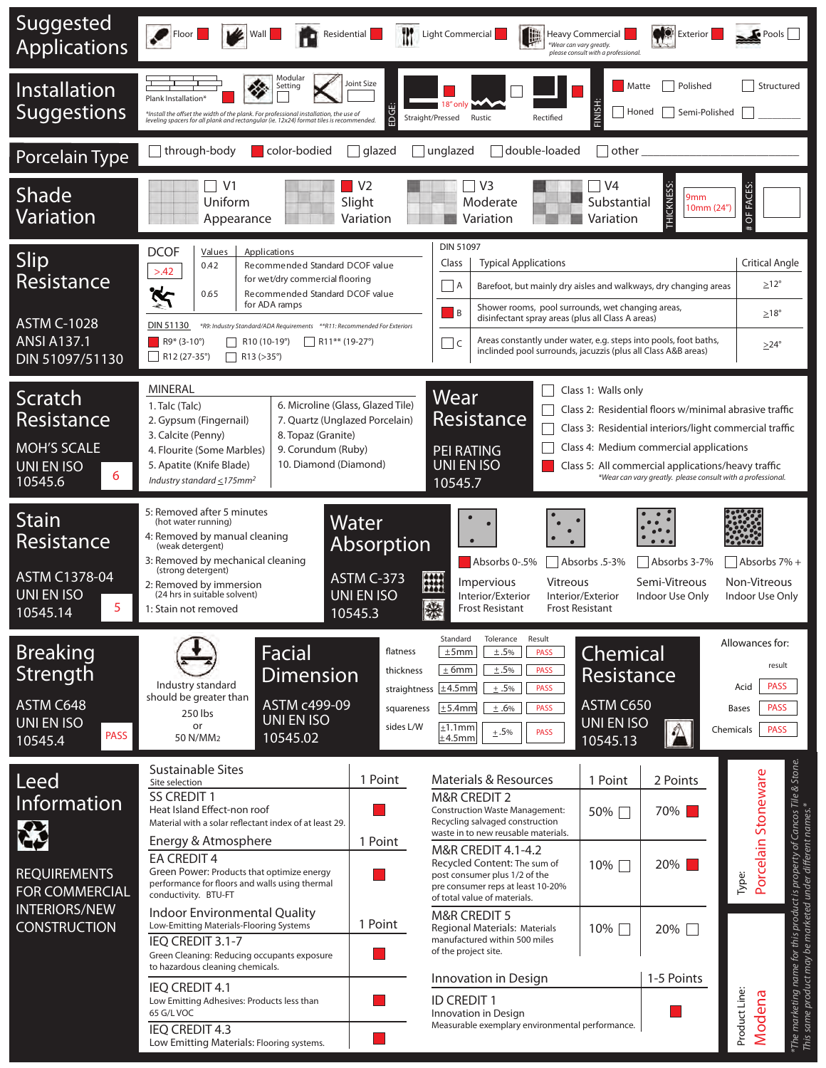## Suggested Applications

Floor ■ | Wall ■ | Residential ■ | Light Commercial ■ | Heavy Commercial ■ | Exterior ■ | Pools ☐

*Wear can vary greatly. please consult with a professional.

## Installation Suggestions

Plank Installation* ■ | Modular Setting | Joint Size

*Install the offset the width of the plank. For professional installation, the use of leveling spacers for all plank and rectangular (ie. 12x24) format tiles is recommended.

EDGE: Straight/Pressed ■ 18" only | Rustic ☐ | Rectified ■

FINISH: ■ Matte | ☐ Polished | ☐ Structured | ☐ Honed | ☐ Semi-Polished | ☐ ________

## Porcelain Type

☐ through-body | ■ color-bodied | ☐ glazed | ☐ unglazed | ☐ double-loaded | ☐ other ____________

## Shade Variation

☐ V1 Uniform Appearance | ■ V2 Slight Variation | ☐ V3 Moderate Variation | ☐ V4 Substantial Variation

THICKNESS: 9mm 10mm (24") | # OF FACES:

## Slip Resistance

ASTM C-1028
ANSI A137.1
DIN 51097/51130

| DCOF | Values | Applications |
|---|---|---|
| >.42 | 0.42 | Recommended Standard DCOF value for wet/dry commercial flooring |
| | 0.65 | Recommended Standard DCOF value for ADA ramps |

DIN 51130 — *R9: Industry Standard/ADA Requirements **R11: Recommended For Exteriors

■ R9* (3-10°) | ☐ R10 (10-19°) | ☐ R11** (19-27°) | ☐ R12 (27-35°) | ☐ R13 (>35°)

DIN 51097

| Class | Typical Applications | Critical Angle |
|---|---|---|
| ☐ A | Barefoot, but mainly dry aisles and walkways, dry changing areas | ≥12° |
| ■ B | Shower rooms, pool surrounds, wet changing areas, disinfectant spray areas (plus all Class A areas) | ≥18° |
| ☐ C | Areas constantly under water, e.g. steps into pools, foot baths, inclined pool surrounds, jacuzzis (plus all Class A&B areas) | ≥24° |

## Scratch Resistance

MOH'S SCALE
UNI EN ISO 10545.6 — **6**

MINERAL

1. Talc (Talc)
2. Gypsum (Fingernail)
3. Calcite (Penny)
4. Flourite (Some Marbles)
5. Apatite (Knife Blade)
6. Microline (Glass, Glazed Tile)
7. Quartz (Unglazed Porcelain)
8. Topaz (Granite)
9. Corundum (Ruby)
10. Diamond (Diamond)

*Industry standard ≤175mm²*

## Wear Resistance

PEI RATING
UNI EN ISO 10545.7

- ☐ Class 1: Walls only
- ☐ Class 2: Residential floors w/minimal abrasive traffic
- ☐ Class 3: Residential interiors/light commercial traffic
- ☐ Class 4: Medium commercial applications
- ■ Class 5: All commercial applications/heavy traffic

*Wear can vary greatly. please consult with a professional.

## Stain Resistance

ASTM C1378-04
UNI EN ISO 10545.14 — **5**

- 5: Removed after 5 minutes (hot water running)
- 4: Removed by manual cleaning (weak detergent)
- 3: Removed by mechanical cleaning (strong detergent)
- 2: Removed by immersion (24 hrs in suitable solvent)
- 1: Stain not removed

## Water Absorption

ASTM C-373
UNI EN ISO 10545.3

| ■ Absorbs 0-.5% | ☐ Absorbs .5-3% | ☐ Absorbs 3-7% | ☐ Absorbs 7% + |
|---|---|---|---|
| Impervious Interior/Exterior Frost Resistant | Vitreous Interior/Exterior Frost Resistant | Semi-Vitreous Indoor Use Only | Non-Vitreous Indoor Use Only |

## Breaking Strength

ASTM C648
UNI EN ISO 10545.4 — PASS

Industry standard should be greater than 250 lbs or 50 N/MM2

## Facial Dimension

ASTM c499-09
UNI EN ISO 10545.02

| | Standard | Tolerance | Result |
|---|---|---|---|
| flatness | ±5mm | ±.5% | PASS |
| thickness | ± 6mm | ±.5% | PASS |
| straightness | ±4.5mm | ±.5% | PASS |
| squareness | ±5.4mm | ±.6% | PASS |
| sides L/W | ±1.1mm ±4.5mm | ±.5% | PASS |

## Chemical Resistance

ASTM C650
UNI EN ISO 10545.13

Allowances for:

| | result |
|---|---|
| Acid | PASS |
| Bases | PASS |
| Chemicals | PASS |

## Leed Information

REQUIREMENTS FOR COMMERCIAL INTERIORS/NEW CONSTRUCTION

| Sustainable Sites — Site selection | 1 Point |
|---|---|
| SS CREDIT 1 — Heat Island Effect-non roof. Material with a solar reflectant index of at least 29. | ■ |
| **Energy & Atmosphere** | **1 Point** |
| EA CREDIT 4 — Green Power: Products that optimize energy performance for floors and walls using thermal conductivity. BTU-FT | ■ |
| **Indoor Environmental Quality** — Low-Emitting Materials-Flooring Systems | **1 Point** |
| IEQ CREDIT 3.1-7 — Green Cleaning: Reducing occupants exposure to hazardous cleaning chemicals. | ■ |
| IEQ CREDIT 4.1 — Low Emitting Adhesives: Products less than 65 G/L VOC | ■ |
| IEQ CREDIT 4.3 — Low Emitting Materials: Flooring systems. | ■ |

| Materials & Resources | 1 Point | 2 Points |
|---|---|---|
| M&R CREDIT 2 — Construction Waste Management: Recycling salvaged construction waste in to new reusable materials. | 50% ☐ | 70% ■ |
| M&R CREDIT 4.1-4.2 — Recycled Content: The sum of post consumer plus 1/2 of the pre consumer reps at least 10-20% of total value of materials. | 10% ☐ | 20% ■ |
| M&R CREDIT 5 — Regional Materials: Materials manufactured within 500 miles of the project site. | 10% ☐ | 20% ☐ |

| Innovation in Design | 1-5 Points |
|---|---|
| ID CREDIT 1 — Innovation in Design. Measurable exemplary environmental performance. | ■ |

Type: Porcelain Stoneware

Product Line: Modena

*The marketing name for this product is property of Cancos Tile & Stone. This same product may be marketed under different names.*